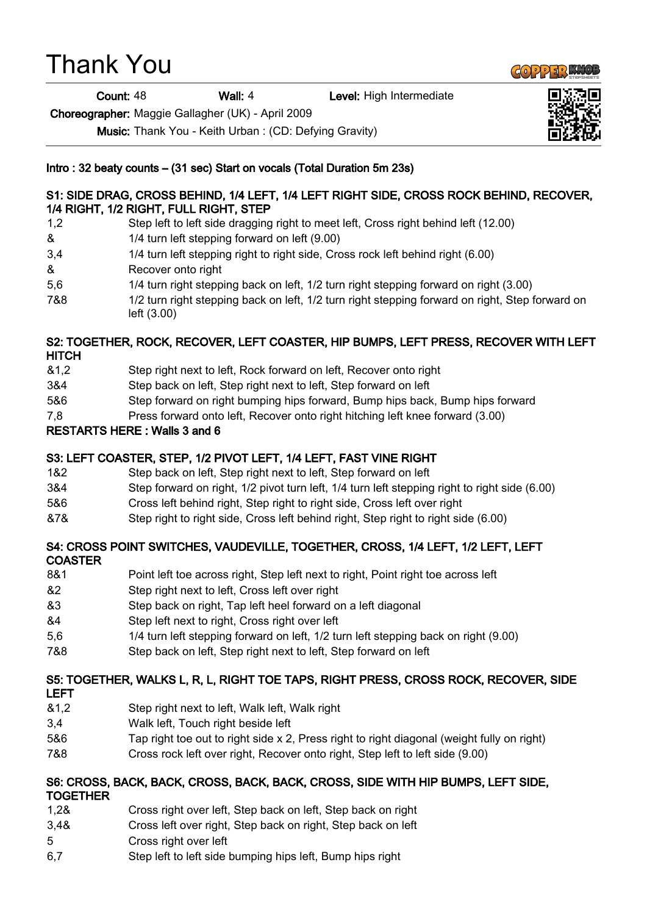# Thank You

**Count:** 48 **Wall:** 4 **Level:** High Intermediate

**Choreographer:** Maggie Gallagher (UK) - April 2009

**Music:** Thank You - Keith Urban : (CD: Defying Gravity)

**Intro : 32 beaty counts – (31 sec) Start on vocals (Total Duration 5m 23s)**

**S1: SIDE DRAG, CROSS BEHIND, 1/4 LEFT, 1/4 LEFT RIGHT SIDE, CROSS ROCK BEHIND, RECOVER, 1/4 RIGHT, 1/2 RIGHT, FULL RIGHT, STEP**

| | |
|---|---|
| 1,2 | Step left to left side dragging right to meet left, Cross right behind left (12.00) |
| & | 1/4 turn left stepping forward on left (9.00) |
| 3,4 | 1/4 turn left stepping right to right side, Cross rock left behind right (6.00) |
| & | Recover onto right |
| 5,6 | 1/4 turn right stepping back on left, 1/2 turn right stepping forward on right (3.00) |
| 7&8 | 1/2 turn right stepping back on left, 1/2 turn right stepping forward on right, Step forward on left (3.00) |

**S2: TOGETHER, ROCK, RECOVER, LEFT COASTER, HIP BUMPS, LEFT PRESS, RECOVER WITH LEFT HITCH**

| | |
|---|---|
| &1,2 | Step right next to left, Rock forward on left, Recover onto right |
| 3&4 | Step back on left, Step right next to left, Step forward on left |
| 5&6 | Step forward on right bumping hips forward, Bump hips back, Bump hips forward |
| 7,8 | Press forward onto left, Recover onto right hitching left knee forward (3.00) |

**RESTARTS HERE : Walls 3 and 6**

**S3: LEFT COASTER, STEP, 1/2 PIVOT LEFT, 1/4 LEFT, FAST VINE RIGHT**

| | |
|---|---|
| 1&2 | Step back on left, Step right next to left, Step forward on left |
| 3&4 | Step forward on right, 1/2 pivot turn left, 1/4 turn left stepping right to right side (6.00) |
| 5&6 | Cross left behind right, Step right to right side, Cross left over right |
| &7& | Step right to right side, Cross left behind right, Step right to right side (6.00) |

**S4: CROSS POINT SWITCHES, VAUDEVILLE, TOGETHER, CROSS, 1/4 LEFT, 1/2 LEFT, LEFT COASTER**

| | |
|---|---|
| 8&1 | Point left toe across right, Step left next to right, Point right toe across left |
| &2 | Step right next to left, Cross left over right |
| &3 | Step back on right, Tap left heel forward on a left diagonal |
| &4 | Step left next to right, Cross right over left |
| 5,6 | 1/4 turn left stepping forward on left, 1/2 turn left stepping back on right (9.00) |
| 7&8 | Step back on left, Step right next to left, Step forward on left |

**S5: TOGETHER, WALKS L, R, L, RIGHT TOE TAPS, RIGHT PRESS, CROSS ROCK, RECOVER, SIDE LEFT**

| | |
|---|---|
| &1,2 | Step right next to left, Walk left, Walk right |
| 3,4 | Walk left, Touch right beside left |
| 5&6 | Tap right toe out to right side x 2, Press right to right diagonal (weight fully on right) |
| 7&8 | Cross rock left over right, Recover onto right, Step left to left side (9.00) |

**S6: CROSS, BACK, BACK, CROSS, BACK, BACK, CROSS, SIDE WITH HIP BUMPS, LEFT SIDE, TOGETHER**

| | |
|---|---|
| 1,2& | Cross right over left, Step back on left, Step back on right |
| 3,4& | Cross left over right, Step back on right, Step back on left |
| 5 | Cross right over left |
| 6,7 | Step left to left side bumping hips left, Bump hips right |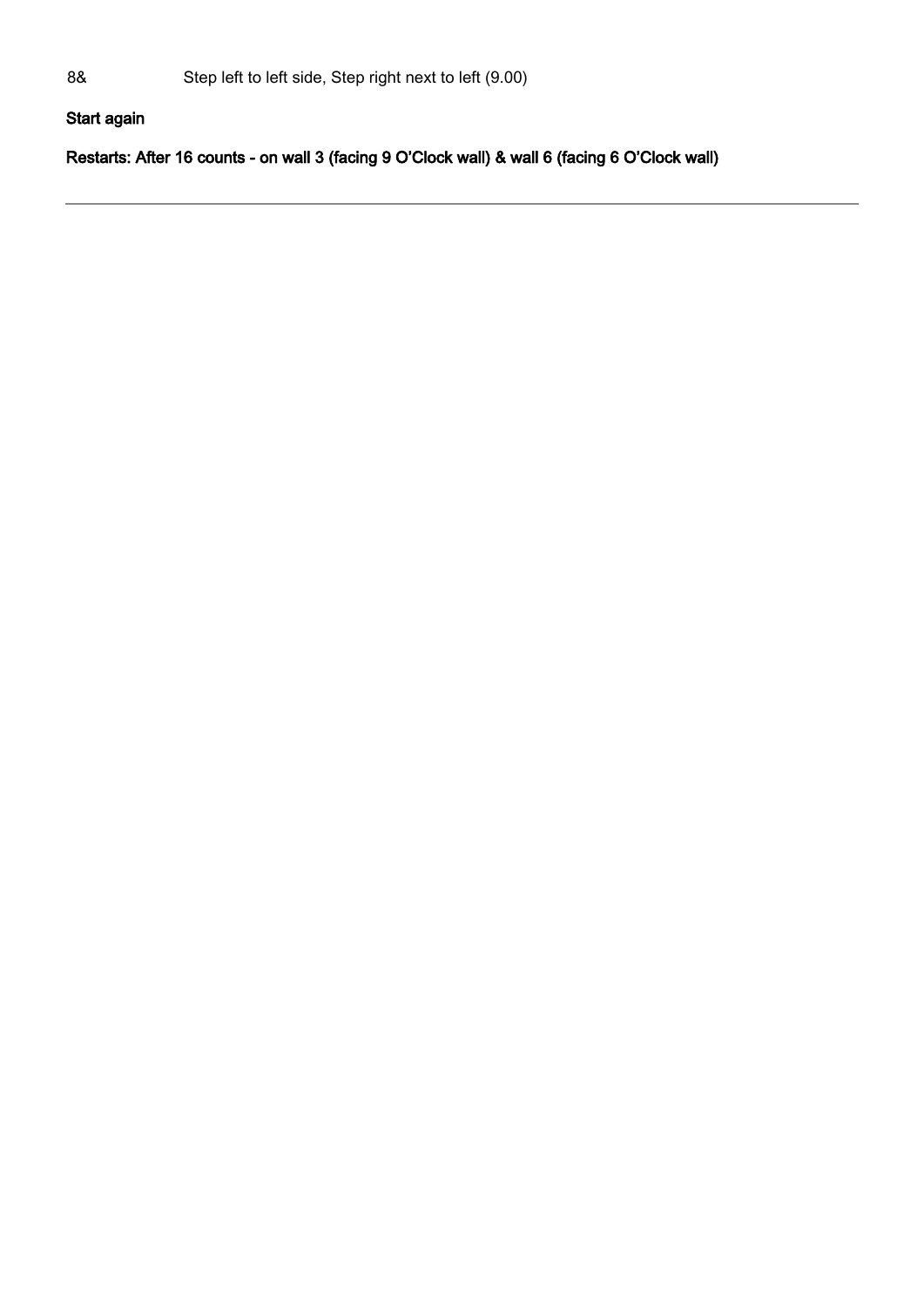| | |
|---|---|
| 8& | Step left to left side, Step right next to left (9.00) |

**Start again**

**Restarts: After 16 counts - on wall 3 (facing 9 O'Clock wall) & wall 6 (facing 6 O'Clock wall)**

---